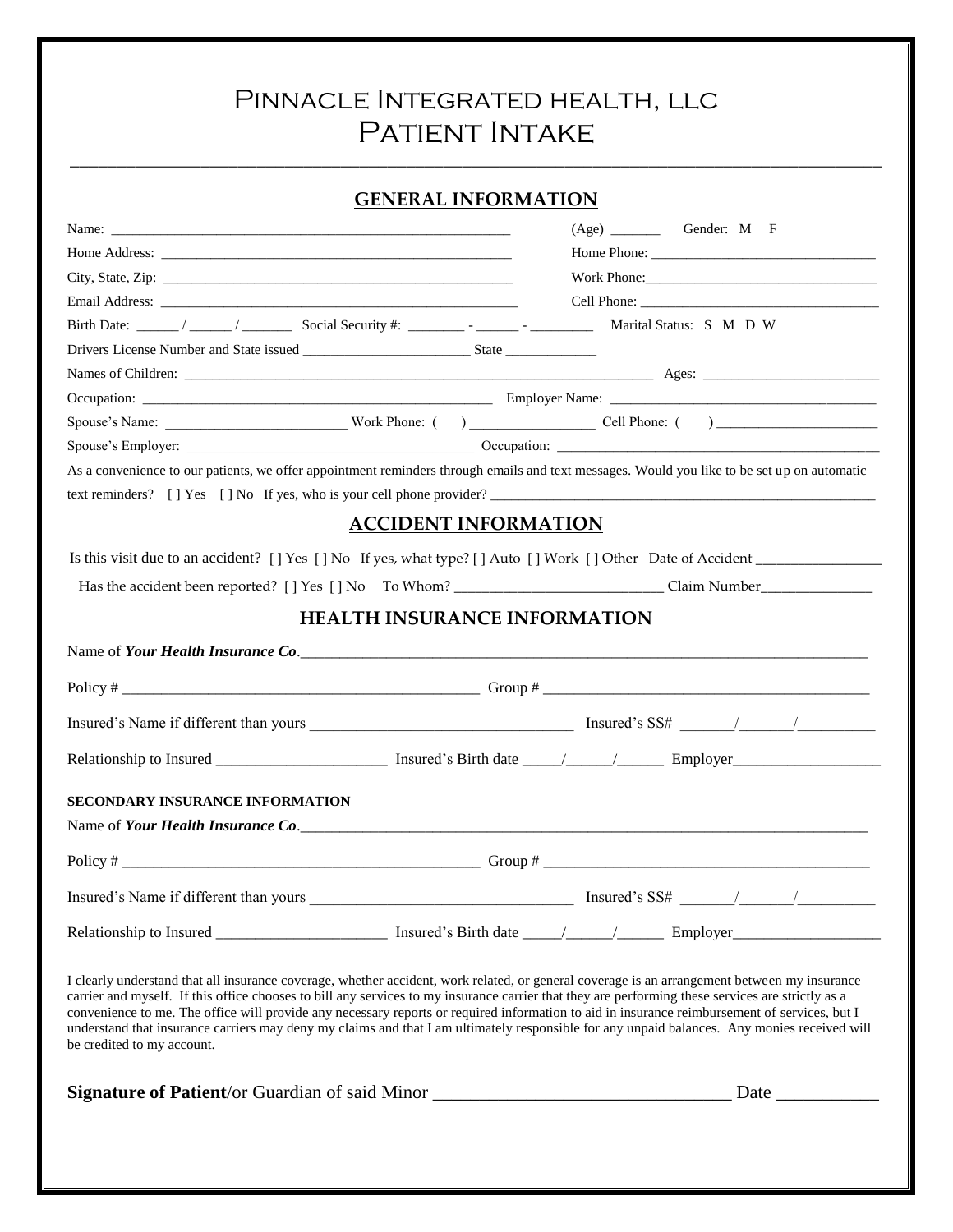# Pinnacle Integrated health, llc
# Patient Intake

## GENERAL INFORMATION

Name: ____________________________________________________________ (Age) _______ Gender: M F

Home Address: _____________________________________________________ Home Phone: ________________________________

City, State, Zip: ____________________________________________________ Work Phone:_________________________________

Email Address: _____________________________________________________ Cell Phone: __________________________________

Birth Date: ______ / ______ / _______ Social Security #: ________ - ______ - _________ Marital Status: S M D W

Drivers License Number and State issued ________________________ State _____________

Names of Children: _______________________________________________________________________ Ages: _________________________

Occupation: ____________________________________________________ Employer Name: ________________________________________

Spouse's Name: _________________________ Work Phone: ( ) _________________ Cell Phone: ( ) _______________________

Spouse's Employer: _________________________________________ Occupation: ______________________________________________

As a convenience to our patients, we offer appointment reminders through emails and text messages. Would you like to be set up on automatic text reminders? [ ] Yes [ ] No If yes, who is your cell phone provider? ______________________________________________________

## ACCIDENT INFORMATION

Is this visit due to an accident? [ ] Yes [ ] No If yes, what type? [ ] Auto [ ] Work [ ] Other Date of Accident ________________

Has the accident been reported? [ ] Yes [ ] No To Whom? ____________________________ Claim Number_______________

## HEALTH INSURANCE INFORMATION

Name of ***Your Health Insurance Co***.____________________________________________________________________________

Policy # ________________________________________________ Group # __________________________________________

Insured's Name if different than yours __________________________________ Insured's SS# _______/_______/__________

Relationship to Insured ______________________ Insured's Birth date _____/______/______ Employer___________________

**SECONDARY INSURANCE INFORMATION**

Name of ***Your Health Insurance Co***.____________________________________________________________________________

Policy # ________________________________________________ Group # __________________________________________

Insured's Name if different than yours __________________________________ Insured's SS# _______/_______/__________

Relationship to Insured ______________________ Insured's Birth date _____/______/______ Employer___________________

I clearly understand that all insurance coverage, whether accident, work related, or general coverage is an arrangement between my insurance carrier and myself. If this office chooses to bill any services to my insurance carrier that they are performing these services are strictly as a convenience to me. The office will provide any necessary reports or required information to aid in insurance reimbursement of services, but I understand that insurance carriers may deny my claims and that I am ultimately responsible for any unpaid balances. Any monies received will be credited to my account.

**Signature of Patient**/or Guardian of said Minor ________________________________ Date ___________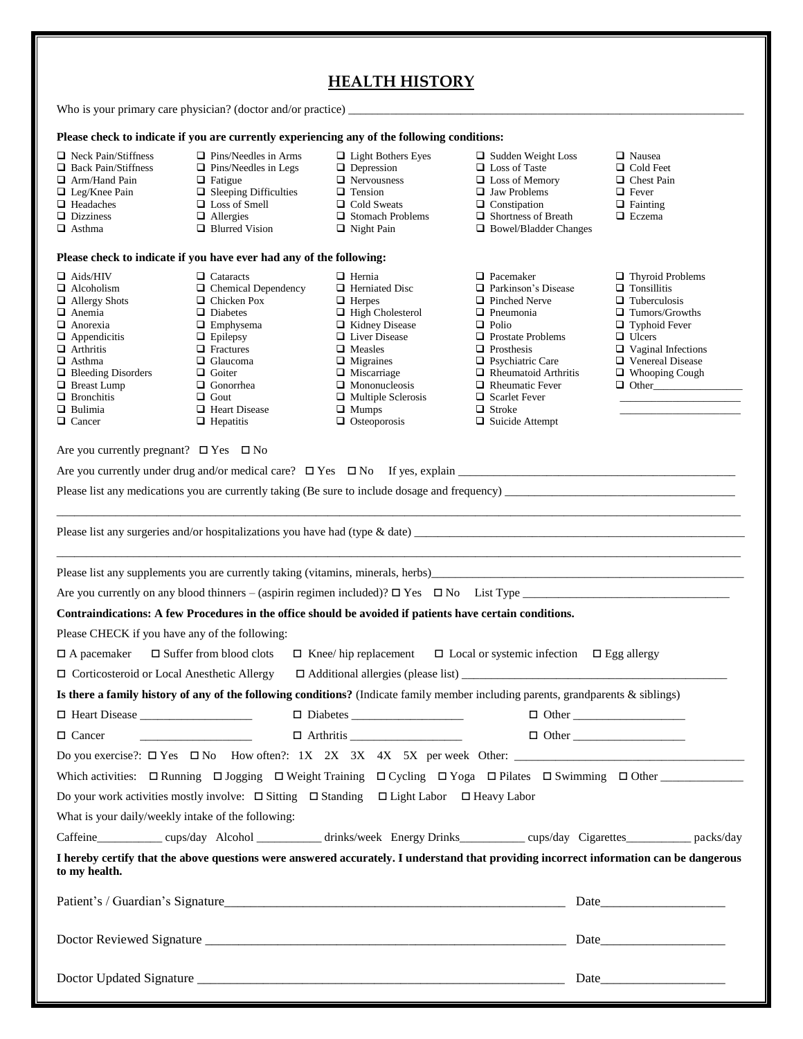# HEALTH HISTORY

Who is your primary care physician? (doctor and/or practice) ____________________________________________

**Please check to indicate if you are currently experiencing any of the following conditions:**

- ☐ Neck Pain/Stiffness
- ☐ Back Pain/Stiffness
- ☐ Arm/Hand Pain
- ☐ Leg/Knee Pain
- ☐ Headaches
- ☐ Dizziness
- ☐ Asthma
- ☐ Pins/Needles in Arms
- ☐ Pins/Needles in Legs
- ☐ Fatigue
- ☐ Sleeping Difficulties
- ☐ Loss of Smell
- ☐ Allergies
- ☐ Blurred Vision
- ☐ Light Bothers Eyes
- ☐ Depression
- ☐ Nervousness
- ☐ Tension
- ☐ Cold Sweats
- ☐ Stomach Problems
- ☐ Night Pain
- ☐ Sudden Weight Loss
- ☐ Loss of Taste
- ☐ Loss of Memory
- ☐ Jaw Problems
- ☐ Constipation
- ☐ Shortness of Breath
- ☐ Bowel/Bladder Changes
- ☐ Nausea
- ☐ Cold Feet
- ☐ Chest Pain
- ☐ Fever
- ☐ Fainting
- ☐ Eczema

**Please check to indicate if you have ever had any of the following:**

- ☐ Aids/HIV
- ☐ Alcoholism
- ☐ Allergy Shots
- ☐ Anemia
- ☐ Anorexia
- ☐ Appendicitis
- ☐ Arthritis
- ☐ Asthma
- ☐ Bleeding Disorders
- ☐ Breast Lump
- ☐ Bronchitis
- ☐ Bulimia
- ☐ Cancer
- ☐ Cataracts
- ☐ Chemical Dependency
- ☐ Chicken Pox
- ☐ Diabetes
- ☐ Emphysema
- ☐ Epilepsy
- ☐ Fractures
- ☐ Glaucoma
- ☐ Goiter
- ☐ Gonorrhea
- ☐ Gout
- ☐ Heart Disease
- ☐ Hepatitis
- ☐ Hernia
- ☐ Herniated Disc
- ☐ Herpes
- ☐ High Cholesterol
- ☐ Kidney Disease
- ☐ Liver Disease
- ☐ Measles
- ☐ Migraines
- ☐ Miscarriage
- ☐ Mononucleosis
- ☐ Multiple Sclerosis
- ☐ Mumps
- ☐ Osteoporosis
- ☐ Pacemaker
- ☐ Parkinson's Disease
- ☐ Pinched Nerve
- ☐ Pneumonia
- ☐ Polio
- ☐ Prostate Problems
- ☐ Prosthesis
- ☐ Psychiatric Care
- ☐ Rheumatoid Arthritis
- ☐ Rheumatic Fever
- ☐ Scarlet Fever
- ☐ Stroke
- ☐ Suicide Attempt
- ☐ Thyroid Problems
- ☐ Tonsillitis
- ☐ Tuberculosis
- ☐ Tumors/Growths
- ☐ Typhoid Fever
- ☐ Ulcers
- ☐ Vaginal Infections
- ☐ Venereal Disease
- ☐ Whooping Cough
- ☐ Other________________

Are you currently pregnant? ☐ Yes ☐ No

Are you currently under drug and/or medical care? ☐ Yes ☐ No If yes, explain ____________________________

Please list any medications you are currently taking (Be sure to include dosage and frequency) ____________________________

____________________________________________________________________________

Please list any surgeries and/or hospitalizations you have had (type & date) ____________________________

____________________________________________________________________________

Please list any supplements you are currently taking (vitamins, minerals, herbs)____________________________

Are you currently on any blood thinners – (aspirin regimen included)? ☐ Yes ☐ No List Type ____________________

**Contraindications: A few Procedures in the office should be avoided if patients have certain conditions.**

Please CHECK if you have any of the following:

☐ A pacemaker ☐ Suffer from blood clots ☐ Knee/ hip replacement ☐ Local or systemic infection ☐ Egg allergy

☐ Corticosteroid or Local Anesthetic Allergy ☐ Additional allergies (please list) ____________________________

**Is there a family history of any of the following conditions?** (Indicate family member including parents, grandparents & siblings)

☐ Heart Disease ________________ ☐ Diabetes ________________ ☐ Other ________________

☐ Cancer ________________ ☐ Arthritis ________________ ☐ Other ________________

Do you exercise?: ☐ Yes ☐ No How often?: 1X 2X 3X 4X 5X per week Other: ____________________

Which activities: ☐ Running ☐ Jogging ☐ Weight Training ☐ Cycling ☐ Yoga ☐ Pilates ☐ Swimming ☐ Other __________

Do your work activities mostly involve: ☐ Sitting ☐ Standing ☐ Light Labor ☐ Heavy Labor

What is your daily/weekly intake of the following:

Caffeine__________ cups/day Alcohol __________ drinks/week Energy Drinks__________ cups/day Cigarettes__________ packs/day

**I hereby certify that the above questions were answered accurately. I understand that providing incorrect information can be dangerous to my health.**

Patient's / Guardian's Signature________________________________________ Date__________________

Doctor Reviewed Signature ________________________________________ Date__________________

Doctor Updated Signature ________________________________________ Date__________________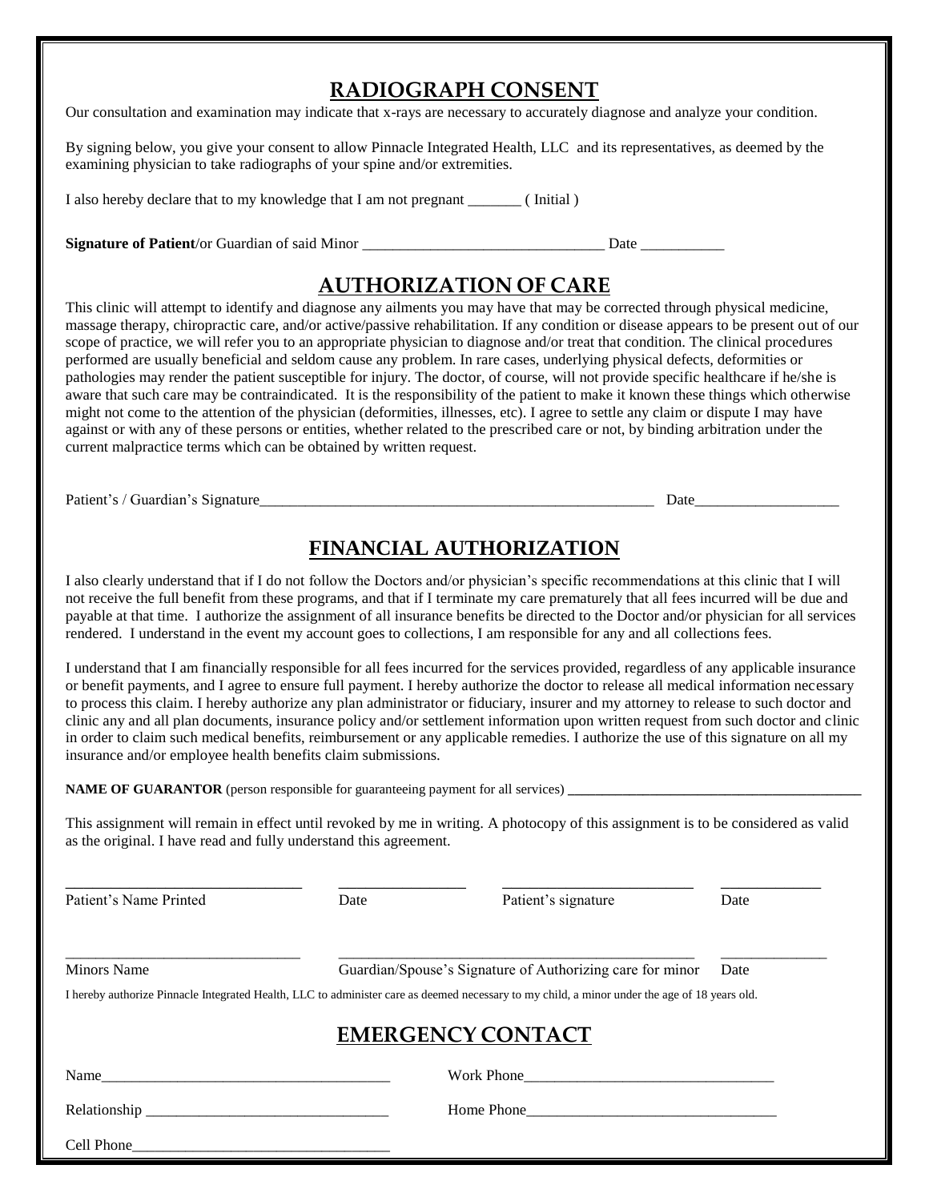## RADIOGRAPH CONSENT

Our consultation and examination may indicate that x-rays are necessary to accurately diagnose and analyze your condition.

By signing below, you give your consent to allow Pinnacle Integrated Health, LLC and its representatives, as deemed by the examining physician to take radiographs of your spine and/or extremities.

I also hereby declare that to my knowledge that I am not pregnant _______ ( Initial )

**Signature of Patient**/or Guardian of said Minor ________________________________ Date ___________

## AUTHORIZATION OF CARE

This clinic will attempt to identify and diagnose any ailments you may have that may be corrected through physical medicine, massage therapy, chiropractic care, and/or active/passive rehabilitation. If any condition or disease appears to be present out of our scope of practice, we will refer you to an appropriate physician to diagnose and/or treat that condition. The clinical procedures performed are usually beneficial and seldom cause any problem. In rare cases, underlying physical defects, deformities or pathologies may render the patient susceptible for injury. The doctor, of course, will not provide specific healthcare if he/she is aware that such care may be contraindicated. It is the responsibility of the patient to make it known these things which otherwise might not come to the attention of the physician (deformities, illnesses, etc). I agree to settle any claim or dispute I may have against or with any of these persons or entities, whether related to the prescribed care or not, by binding arbitration under the current malpractice terms which can be obtained by written request.

Patient's / Guardian's Signature_______________________________________________________ Date___________________

## FINANCIAL AUTHORIZATION

I also clearly understand that if I do not follow the Doctors and/or physician's specific recommendations at this clinic that I will not receive the full benefit from these programs, and that if I terminate my care prematurely that all fees incurred will be due and payable at that time. I authorize the assignment of all insurance benefits be directed to the Doctor and/or physician for all services rendered. I understand in the event my account goes to collections, I am responsible for any and all collections fees.

I understand that I am financially responsible for all fees incurred for the services provided, regardless of any applicable insurance or benefit payments, and I agree to ensure full payment. I hereby authorize the doctor to release all medical information necessary to process this claim. I hereby authorize any plan administrator or fiduciary, insurer and my attorney to release to such doctor and clinic any and all plan documents, insurance policy and/or settlement information upon written request from such doctor and clinic in order to claim such medical benefits, reimbursement or any applicable remedies. I authorize the use of this signature on all my insurance and/or employee health benefits claim submissions.

**NAME OF GUARANTOR** (person responsible for guaranteeing payment for all services) ___________________________________________

This assignment will remain in effect until revoked by me in writing. A photocopy of this assignment is to be considered as valid as the original. I have read and fully understand this agreement.

_______________________________ _________________ __________________________ _____________

Patient's Name Printed | Date | Patient's signature | Date

_______________________________ _________________________________________________ ______________

Minors Name | Guardian/Spouse's Signature of Authorizing care for minor | Date

I hereby authorize Pinnacle Integrated Health, LLC to administer care as deemed necessary to my child, a minor under the age of 18 years old.

## EMERGENCY CONTACT

Name_______________________________________ Work Phone_________________________________

Relationship ________________________________ Home Phone_________________________________

Cell Phone__________________________________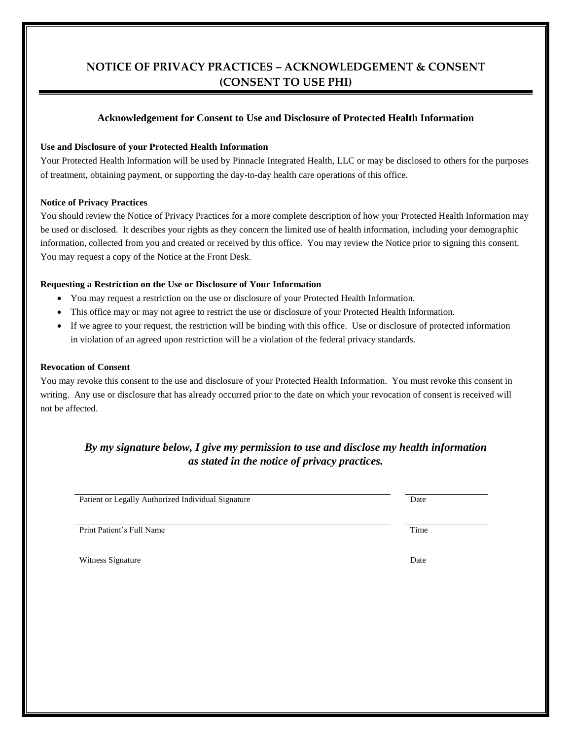# NOTICE OF PRIVACY PRACTICES – ACKNOWLEDGEMENT & CONSENT (CONSENT TO USE PHI)

## Acknowledgement for Consent to Use and Disclosure of Protected Health Information

**Use and Disclosure of your Protected Health Information**

Your Protected Health Information will be used by Pinnacle Integrated Health, LLC or may be disclosed to others for the purposes of treatment, obtaining payment, or supporting the day-to-day health care operations of this office.

**Notice of Privacy Practices**

You should review the Notice of Privacy Practices for a more complete description of how your Protected Health Information may be used or disclosed. It describes your rights as they concern the limited use of health information, including your demographic information, collected from you and created or received by this office. You may review the Notice prior to signing this consent. You may request a copy of the Notice at the Front Desk.

**Requesting a Restriction on the Use or Disclosure of Your Information**

- You may request a restriction on the use or disclosure of your Protected Health Information.
- This office may or may not agree to restrict the use or disclosure of your Protected Health Information.
- If we agree to your request, the restriction will be binding with this office. Use or disclosure of protected information in violation of an agreed upon restriction will be a violation of the federal privacy standards.

**Revocation of Consent**

You may revoke this consent to the use and disclosure of your Protected Health Information. You must revoke this consent in writing. Any use or disclosure that has already occurred prior to the date on which your revocation of consent is received will not be affected.

***By my signature below, I give my permission to use and disclose my health information as stated in the notice of privacy practices.***

Patient or Legally Authorized Individual Signature ____________________ Date ________

Print Patient's Full Name ____________________ Time ________

Witness Signature ____________________ Date ________